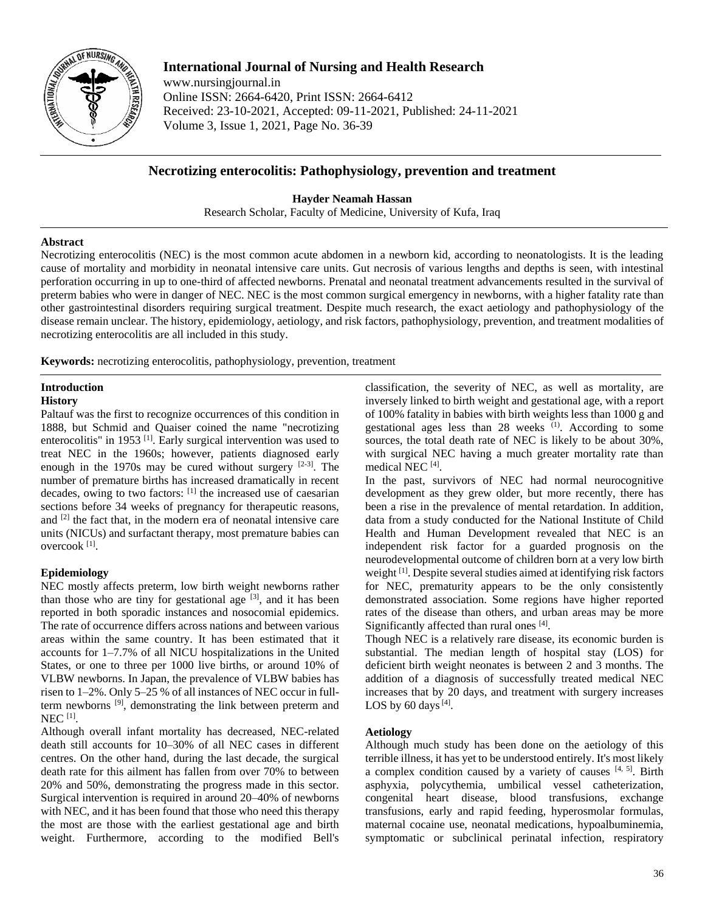# International Journal of Nursing and Health Research

www.nursingjournal.in
Online ISSN: 2664-6420, Print ISSN: 2664-6412
Received: 23-10-2021, Accepted: 09-11-2021, Published: 24-11-2021
Volume 3, Issue 1, 2021, Page No. 36-39

## Necrotizing enterocolitis: Pathophysiology, prevention and treatment

**Hayder Neamah Hassan**

Research Scholar, Faculty of Medicine, University of Kufa, Iraq

### Abstract

Necrotizing enterocolitis (NEC) is the most common acute abdomen in a newborn kid, according to neonatologists. It is the leading cause of mortality and morbidity in neonatal intensive care units. Gut necrosis of various lengths and depths is seen, with intestinal perforation occurring in up to one-third of affected newborns. Prenatal and neonatal treatment advancements resulted in the survival of preterm babies who were in danger of NEC. NEC is the most common surgical emergency in newborns, with a higher fatality rate than other gastrointestinal disorders requiring surgical treatment. Despite much research, the exact aetiology and pathophysiology of the disease remain unclear. The history, epidemiology, aetiology, and risk factors, pathophysiology, prevention, and treatment modalities of necrotizing enterocolitis are all included in this study.

**Keywords:** necrotizing enterocolitis, pathophysiology, prevention, treatment

### Introduction

#### History

Paltauf was the first to recognize occurrences of this condition in 1888, but Schmid and Quaiser coined the name "necrotizing enterocolitis" in 1953 [1]. Early surgical intervention was used to treat NEC in the 1960s; however, patients diagnosed early enough in the 1970s may be cured without surgery [2-3]. The number of premature births has increased dramatically in recent decades, owing to two factors: [1] the increased use of caesarian sections before 34 weeks of pregnancy for therapeutic reasons, and [2] the fact that, in the modern era of neonatal intensive care units (NICUs) and surfactant therapy, most premature babies can overcook [1].

#### Epidemiology

NEC mostly affects preterm, low birth weight newborns rather than those who are tiny for gestational age [3], and it has been reported in both sporadic instances and nosocomial epidemics. The rate of occurrence differs across nations and between various areas within the same country. It has been estimated that it accounts for 1–7.7% of all NICU hospitalizations in the United States, or one to three per 1000 live births, or around 10% of VLBW newborns. In Japan, the prevalence of VLBW babies has risen to 1–2%. Only 5–25 % of all instances of NEC occur in full-term newborns [9], demonstrating the link between preterm and NEC [1].

Although overall infant mortality has decreased, NEC-related death still accounts for 10–30% of all NEC cases in different centres. On the other hand, during the last decade, the surgical death rate for this ailment has fallen from over 70% to between 20% and 50%, demonstrating the progress made in this sector. Surgical intervention is required in around 20–40% of newborns with NEC, and it has been found that those who need this therapy the most are those with the earliest gestational age and birth weight. Furthermore, according to the modified Bell's classification, the severity of NEC, as well as mortality, are inversely linked to birth weight and gestational age, with a report of 100% fatality in babies with birth weights less than 1000 g and gestational ages less than 28 weeks (1). According to some sources, the total death rate of NEC is likely to be about 30%, with surgical NEC having a much greater mortality rate than medical NEC [4].

In the past, survivors of NEC had normal neurocognitive development as they grew older, but more recently, there has been a rise in the prevalence of mental retardation. In addition, data from a study conducted for the National Institute of Child Health and Human Development revealed that NEC is an independent risk factor for a guarded prognosis on the neurodevelopmental outcome of children born at a very low birth weight [1]. Despite several studies aimed at identifying risk factors for NEC, prematurity appears to be the only consistently demonstrated association. Some regions have higher reported rates of the disease than others, and urban areas may be more Significantly affected than rural ones [4].

Though NEC is a relatively rare disease, its economic burden is substantial. The median length of hospital stay (LOS) for deficient birth weight neonates is between 2 and 3 months. The addition of a diagnosis of successfully treated medical NEC increases that by 20 days, and treatment with surgery increases LOS by 60 days [4].

#### Aetiology

Although much study has been done on the aetiology of this terrible illness, it has yet to be understood entirely. It's most likely a complex condition caused by a variety of causes [4, 5]. Birth asphyxia, polycythemia, umbilical vessel catheterization, congenital heart disease, blood transfusions, exchange transfusions, early and rapid feeding, hyperosmolar formulas, maternal cocaine use, neonatal medications, hypoalbuminemia, symptomatic or subclinical perinatal infection, respiratory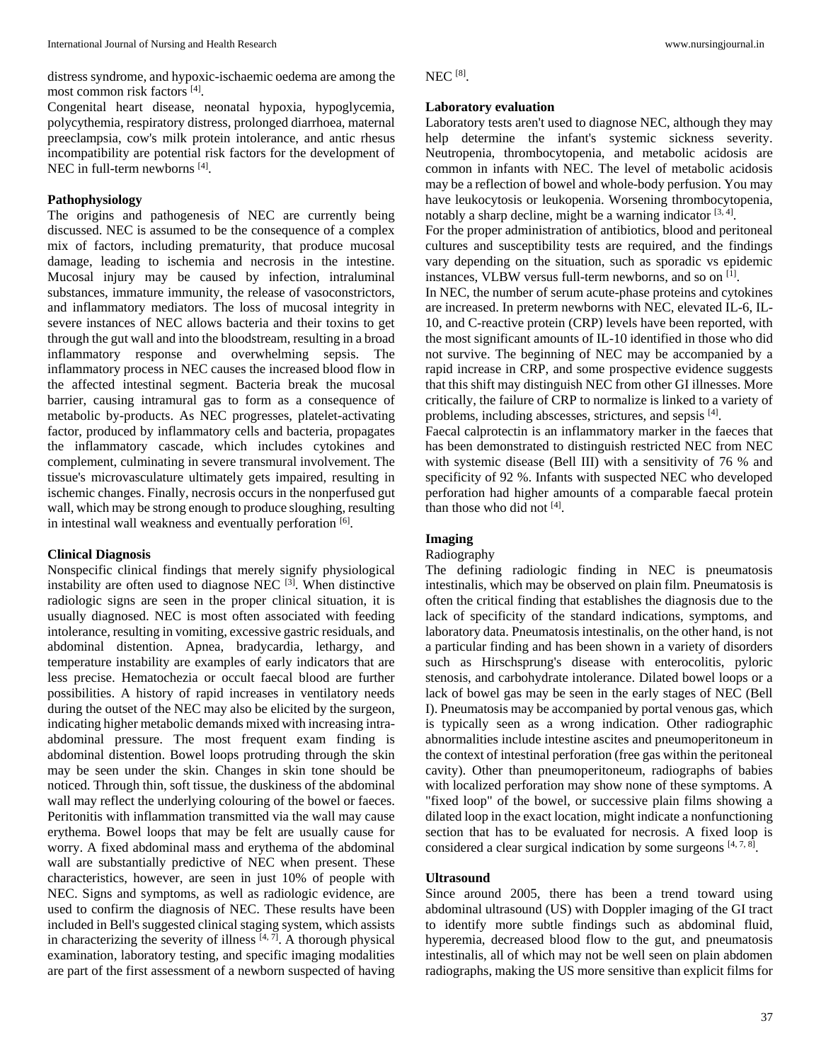distress syndrome, and hypoxic-ischaemic oedema are among the most common risk factors [4].

Congenital heart disease, neonatal hypoxia, hypoglycemia, polycythemia, respiratory distress, prolonged diarrhoea, maternal preeclampsia, cow's milk protein intolerance, and antic rhesus incompatibility are potential risk factors for the development of NEC in full-term newborns [4].

**Pathophysiology**

The origins and pathogenesis of NEC are currently being discussed. NEC is assumed to be the consequence of a complex mix of factors, including prematurity, that produce mucosal damage, leading to ischemia and necrosis in the intestine. Mucosal injury may be caused by infection, intraluminal substances, immature immunity, the release of vasoconstrictors, and inflammatory mediators. The loss of mucosal integrity in severe instances of NEC allows bacteria and their toxins to get through the gut wall and into the bloodstream, resulting in a broad inflammatory response and overwhelming sepsis. The inflammatory process in NEC causes the increased blood flow in the affected intestinal segment. Bacteria break the mucosal barrier, causing intramural gas to form as a consequence of metabolic by-products. As NEC progresses, platelet-activating factor, produced by inflammatory cells and bacteria, propagates the inflammatory cascade, which includes cytokines and complement, culminating in severe transmural involvement. The tissue's microvasculature ultimately gets impaired, resulting in ischemic changes. Finally, necrosis occurs in the nonperfused gut wall, which may be strong enough to produce sloughing, resulting in intestinal wall weakness and eventually perforation [6].

**Clinical Diagnosis**

Nonspecific clinical findings that merely signify physiological instability are often used to diagnose NEC [3]. When distinctive radiologic signs are seen in the proper clinical situation, it is usually diagnosed. NEC is most often associated with feeding intolerance, resulting in vomiting, excessive gastric residuals, and abdominal distention. Apnea, bradycardia, lethargy, and temperature instability are examples of early indicators that are less precise. Hematochezia or occult faecal blood are further possibilities. A history of rapid increases in ventilatory needs during the outset of the NEC may also be elicited by the surgeon, indicating higher metabolic demands mixed with increasing intra-abdominal pressure. The most frequent exam finding is abdominal distention. Bowel loops protruding through the skin may be seen under the skin. Changes in skin tone should be noticed. Through thin, soft tissue, the duskiness of the abdominal wall may reflect the underlying colouring of the bowel or faeces. Peritonitis with inflammation transmitted via the wall may cause erythema. Bowel loops that may be felt are usually cause for worry. A fixed abdominal mass and erythema of the abdominal wall are substantially predictive of NEC when present. These characteristics, however, are seen in just 10% of people with NEC. Signs and symptoms, as well as radiologic evidence, are used to confirm the diagnosis of NEC. These results have been included in Bell's suggested clinical staging system, which assists in characterizing the severity of illness [4, 7]. A thorough physical examination, laboratory testing, and specific imaging modalities are part of the first assessment of a newborn suspected of having NEC [8].

**Laboratory evaluation**

Laboratory tests aren't used to diagnose NEC, although they may help determine the infant's systemic sickness severity. Neutropenia, thrombocytopenia, and metabolic acidosis are common in infants with NEC. The level of metabolic acidosis may be a reflection of bowel and whole-body perfusion. You may have leukocytosis or leukopenia. Worsening thrombocytopenia, notably a sharp decline, might be a warning indicator [3, 4].

For the proper administration of antibiotics, blood and peritoneal cultures and susceptibility tests are required, and the findings vary depending on the situation, such as sporadic vs epidemic instances, VLBW versus full-term newborns, and so on [1].

In NEC, the number of serum acute-phase proteins and cytokines are increased. In preterm newborns with NEC, elevated IL-6, IL-10, and C-reactive protein (CRP) levels have been reported, with the most significant amounts of IL-10 identified in those who did not survive. The beginning of NEC may be accompanied by a rapid increase in CRP, and some prospective evidence suggests that this shift may distinguish NEC from other GI illnesses. More critically, the failure of CRP to normalize is linked to a variety of problems, including abscesses, strictures, and sepsis [4].

Faecal calprotectin is an inflammatory marker in the faeces that has been demonstrated to distinguish restricted NEC from NEC with systemic disease (Bell III) with a sensitivity of 76 % and specificity of 92 %. Infants with suspected NEC who developed perforation had higher amounts of a comparable faecal protein than those who did not [4].

**Imaging**

Radiography

The defining radiologic finding in NEC is pneumatosis intestinalis, which may be observed on plain film. Pneumatosis is often the critical finding that establishes the diagnosis due to the lack of specificity of the standard indications, symptoms, and laboratory data. Pneumatosis intestinalis, on the other hand, is not a particular finding and has been shown in a variety of disorders such as Hirschsprung's disease with enterocolitis, pyloric stenosis, and carbohydrate intolerance. Dilated bowel loops or a lack of bowel gas may be seen in the early stages of NEC (Bell I). Pneumatosis may be accompanied by portal venous gas, which is typically seen as a wrong indication. Other radiographic abnormalities include intestine ascites and pneumoperitoneum in the context of intestinal perforation (free gas within the peritoneal cavity). Other than pneumoperitoneum, radiographs of babies with localized perforation may show none of these symptoms. A "fixed loop" of the bowel, or successive plain films showing a dilated loop in the exact location, might indicate a nonfunctioning section that has to be evaluated for necrosis. A fixed loop is considered a clear surgical indication by some surgeons [4, 7, 8].

**Ultrasound**

Since around 2005, there has been a trend toward using abdominal ultrasound (US) with Doppler imaging of the GI tract to identify more subtle findings such as abdominal fluid, hyperemia, decreased blood flow to the gut, and pneumatosis intestinalis, all of which may not be well seen on plain abdomen radiographs, making the US more sensitive than explicit films for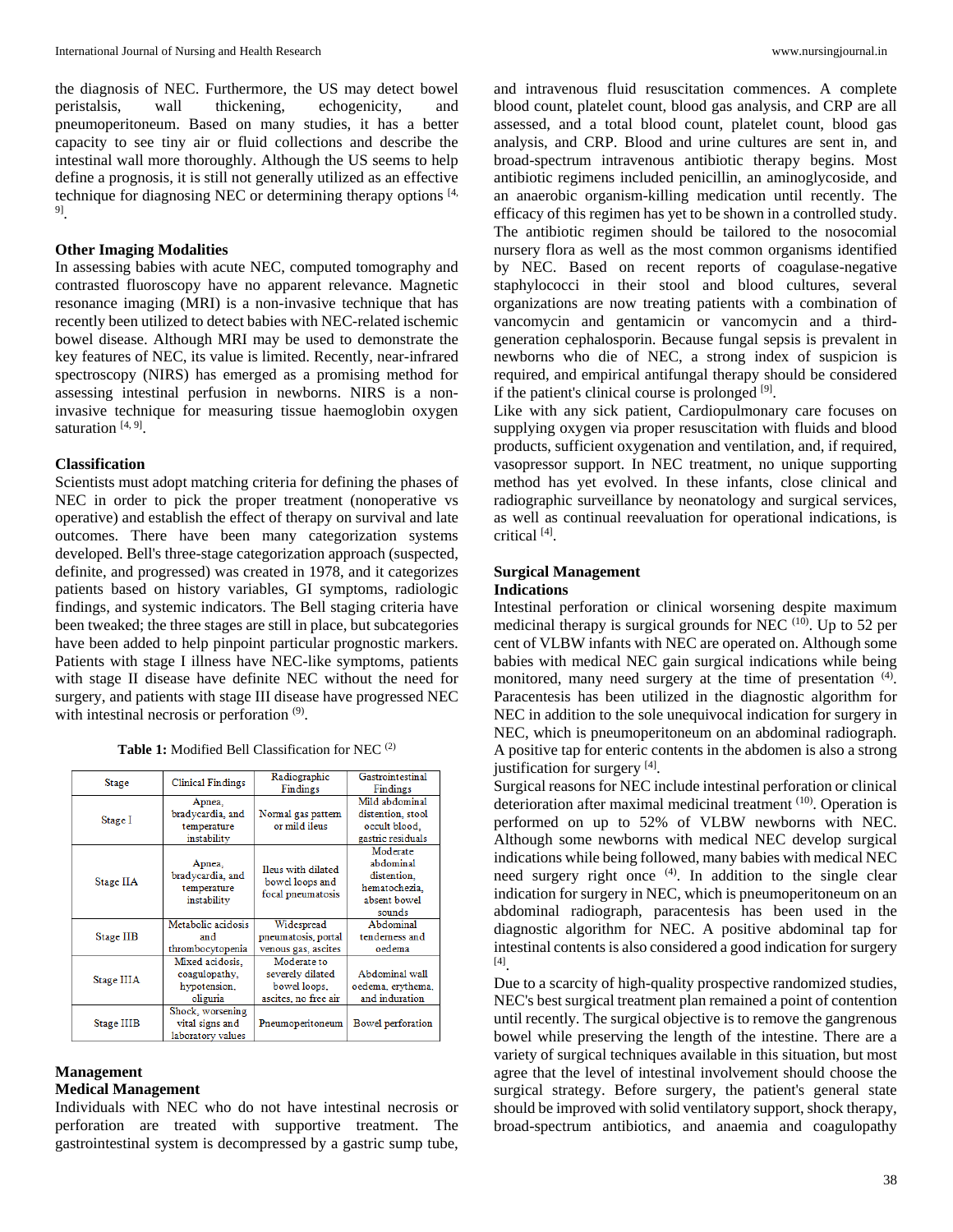the diagnosis of NEC. Furthermore, the US may detect bowel peristalsis, wall thickening, echogenicity, and pneumoperitoneum. Based on many studies, it has a better capacity to see tiny air or fluid collections and describe the intestinal wall more thoroughly. Although the US seems to help define a prognosis, it is still not generally utilized as an effective technique for diagnosing NEC or determining therapy options [4, 9].

### Other Imaging Modalities

In assessing babies with acute NEC, computed tomography and contrasted fluoroscopy have no apparent relevance. Magnetic resonance imaging (MRI) is a non-invasive technique that has recently been utilized to detect babies with NEC-related ischemic bowel disease. Although MRI may be used to demonstrate the key features of NEC, its value is limited. Recently, near-infrared spectroscopy (NIRS) has emerged as a promising method for assessing intestinal perfusion in newborns. NIRS is a non-invasive technique for measuring tissue haemoglobin oxygen saturation [4, 9].

### Classification

Scientists must adopt matching criteria for defining the phases of NEC in order to pick the proper treatment (nonoperative vs operative) and establish the effect of therapy on survival and late outcomes. There have been many categorization systems developed. Bell's three-stage categorization approach (suspected, definite, and progressed) was created in 1978, and it categorizes patients based on history variables, GI symptoms, radiologic findings, and systemic indicators. The Bell staging criteria have been tweaked; the three stages are still in place, but subcategories have been added to help pinpoint particular prognostic markers. Patients with stage I illness have NEC-like symptoms, patients with stage II disease have definite NEC without the need for surgery, and patients with stage III disease have progressed NEC with intestinal necrosis or perforation [9].

**Table 1:** Modified Bell Classification for NEC [2]

| Stage | Clinical Findings | Radiographic Findings | Gastrointestinal Findings |
|---|---|---|---|
| Stage I | Apnea, bradycardia, and temperature instability | Normal gas pattern or mild ileus | Mild abdominal distention, stool occult blood, gastric residuals |
| Stage IIA | Apnea, bradycardia, and temperature instability | Ileus with dilated bowel loops and focal pneumatosis | Moderate abdominal distention, hematochezia, absent bowel sounds |
| Stage IIB | Metabolic acidosis and thrombocytopenia | Widespread pneumatosis, portal venous gas, ascites | Abdominal tenderness and oedema |
| Stage IIIA | Mixed acidosis, coagulopathy, hypotension, oliguria | Moderate to severely dilated bowel loops, ascites, no free air | Abdominal wall oedema, erythema, and induration |
| Stage IIIB | Shock, worsening vital signs and laboratory values | Pneumoperitoneum | Bowel perforation |

## Management

### Medical Management

Individuals with NEC who do not have intestinal necrosis or perforation are treated with supportive treatment. The gastrointestinal system is decompressed by a gastric sump tube, and intravenous fluid resuscitation commences. A complete blood count, platelet count, blood gas analysis, and CRP are all assessed, and a total blood count, platelet count, blood gas analysis, and CRP. Blood and urine cultures are sent in, and broad-spectrum intravenous antibiotic therapy begins. Most antibiotic regimens included penicillin, an aminoglycoside, and an anaerobic organism-killing medication until recently. The efficacy of this regimen has yet to be shown in a controlled study. The antibiotic regimen should be tailored to the nosocomial nursery flora as well as the most common organisms identified by NEC. Based on recent reports of coagulase-negative staphylococci in their stool and blood cultures, several organizations are now treating patients with a combination of vancomycin and gentamicin or vancomycin and a third-generation cephalosporin. Because fungal sepsis is prevalent in newborns who die of NEC, a strong index of suspicion is required, and empirical antifungal therapy should be considered if the patient's clinical course is prolonged [9].

Like with any sick patient, Cardiopulmonary care focuses on supplying oxygen via proper resuscitation with fluids and blood products, sufficient oxygenation and ventilation, and, if required, vasopressor support. In NEC treatment, no unique supporting method has yet evolved. In these infants, close clinical and radiographic surveillance by neonatology and surgical services, as well as continual reevaluation for operational indications, is critical [4].

### Surgical Management

#### Indications

Intestinal perforation or clinical worsening despite maximum medicinal therapy is surgical grounds for NEC [10]. Up to 52 per cent of VLBW infants with NEC are operated on. Although some babies with medical NEC gain surgical indications while being monitored, many need surgery at the time of presentation [4]. Paracentesis has been utilized in the diagnostic algorithm for NEC in addition to the sole unequivocal indication for surgery in NEC, which is pneumoperitoneum on an abdominal radiograph. A positive tap for enteric contents in the abdomen is also a strong justification for surgery [4].

Surgical reasons for NEC include intestinal perforation or clinical deterioration after maximal medicinal treatment [10]. Operation is performed on up to 52% of VLBW newborns with NEC. Although some newborns with medical NEC develop surgical indications while being followed, many babies with medical NEC need surgery right once [4]. In addition to the single clear indication for surgery in NEC, which is pneumoperitoneum on an abdominal radiograph, paracentesis has been used in the diagnostic algorithm for NEC. A positive abdominal tap for intestinal contents is also considered a good indication for surgery [4].

Due to a scarcity of high-quality prospective randomized studies, NEC's best surgical treatment plan remained a point of contention until recently. The surgical objective is to remove the gangrenous bowel while preserving the length of the intestine. There are a variety of surgical techniques available in this situation, but most agree that the level of intestinal involvement should choose the surgical strategy. Before surgery, the patient's general state should be improved with solid ventilatory support, shock therapy, broad-spectrum antibiotics, and anaemia and coagulopathy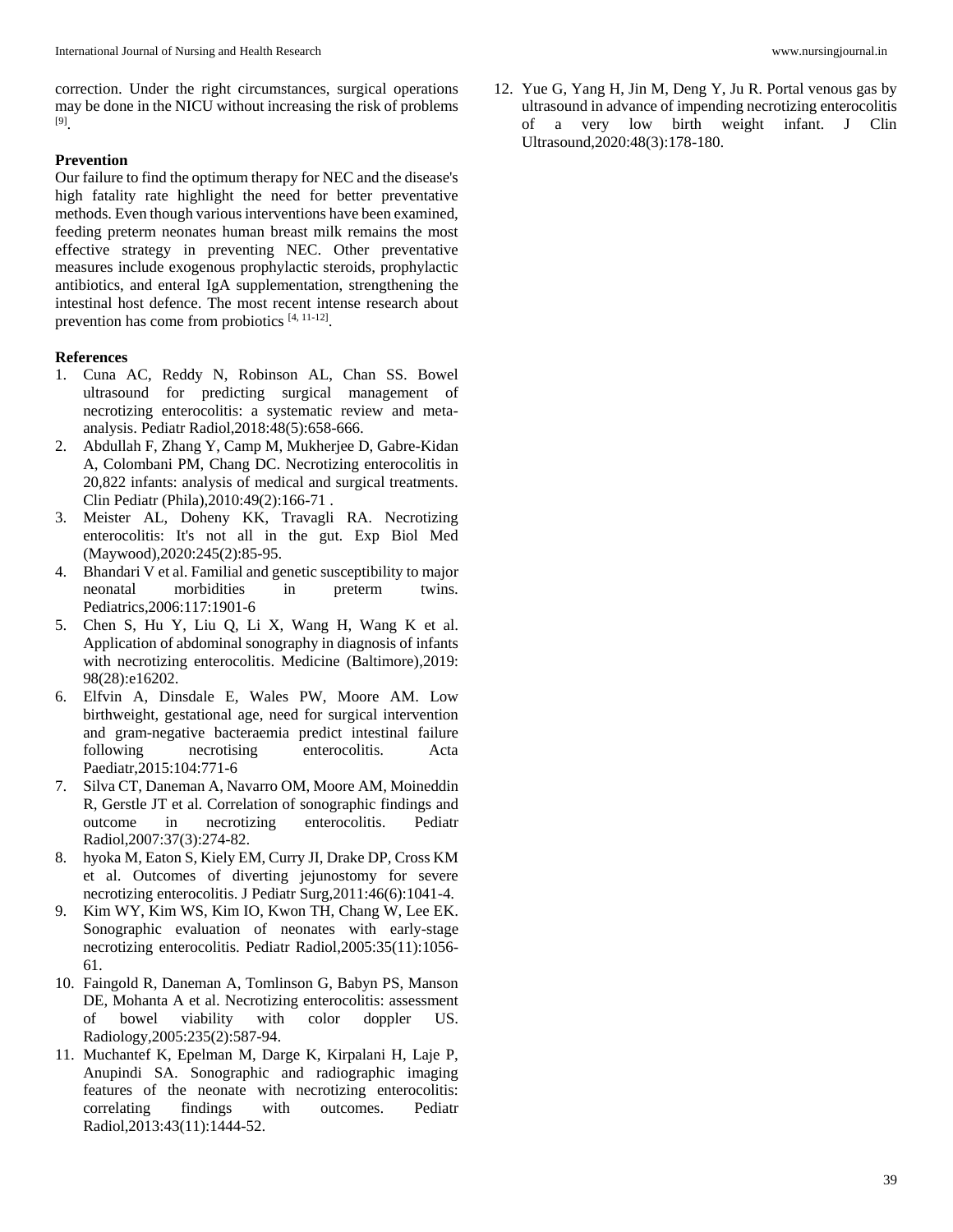correction. Under the right circumstances, surgical operations may be done in the NICU without increasing the risk of problems [9].

**Prevention**

Our failure to find the optimum therapy for NEC and the disease's high fatality rate highlight the need for better preventative methods. Even though various interventions have been examined, feeding preterm neonates human breast milk remains the most effective strategy in preventing NEC. Other preventative measures include exogenous prophylactic steroids, prophylactic antibiotics, and enteral IgA supplementation, strengthening the intestinal host defence. The most recent intense research about prevention has come from probiotics [4, 11-12].

**References**

1. Cuna AC, Reddy N, Robinson AL, Chan SS. Bowel ultrasound for predicting surgical management of necrotizing enterocolitis: a systematic review and meta-analysis. Pediatr Radiol,2018:48(5):658-666.
2. Abdullah F, Zhang Y, Camp M, Mukherjee D, Gabre-Kidan A, Colombani PM, Chang DC. Necrotizing enterocolitis in 20,822 infants: analysis of medical and surgical treatments. Clin Pediatr (Phila),2010:49(2):166-71 .
3. Meister AL, Doheny KK, Travagli RA. Necrotizing enterocolitis: It's not all in the gut. Exp Biol Med (Maywood),2020:245(2):85-95.
4. Bhandari V et al. Familial and genetic susceptibility to major neonatal morbidities in preterm twins. Pediatrics,2006:117:1901-6
5. Chen S, Hu Y, Liu Q, Li X, Wang H, Wang K et al. Application of abdominal sonography in diagnosis of infants with necrotizing enterocolitis. Medicine (Baltimore),2019: 98(28):e16202.
6. Elfvin A, Dinsdale E, Wales PW, Moore AM. Low birthweight, gestational age, need for surgical intervention and gram-negative bacteraemia predict intestinal failure following necrotising enterocolitis. Acta Paediatr,2015:104:771-6
7. Silva CT, Daneman A, Navarro OM, Moore AM, Moineddin R, Gerstle JT et al. Correlation of sonographic findings and outcome in necrotizing enterocolitis. Pediatr Radiol,2007:37(3):274-82.
8. hyoka M, Eaton S, Kiely EM, Curry JI, Drake DP, Cross KM et al. Outcomes of diverting jejunostomy for severe necrotizing enterocolitis. J Pediatr Surg,2011:46(6):1041-4.
9. Kim WY, Kim WS, Kim IO, Kwon TH, Chang W, Lee EK. Sonographic evaluation of neonates with early-stage necrotizing enterocolitis. Pediatr Radiol,2005:35(11):1056-61.
10. Faingold R, Daneman A, Tomlinson G, Babyn PS, Manson DE, Mohanta A et al. Necrotizing enterocolitis: assessment of bowel viability with color doppler US. Radiology,2005:235(2):587-94.
11. Muchantef K, Epelman M, Darge K, Kirpalani H, Laje P, Anupindi SA. Sonographic and radiographic imaging features of the neonate with necrotizing enterocolitis: correlating findings with outcomes. Pediatr Radiol,2013:43(11):1444-52.
12. Yue G, Yang H, Jin M, Deng Y, Ju R. Portal venous gas by ultrasound in advance of impending necrotizing enterocolitis of a very low birth weight infant. J Clin Ultrasound,2020:48(3):178-180.